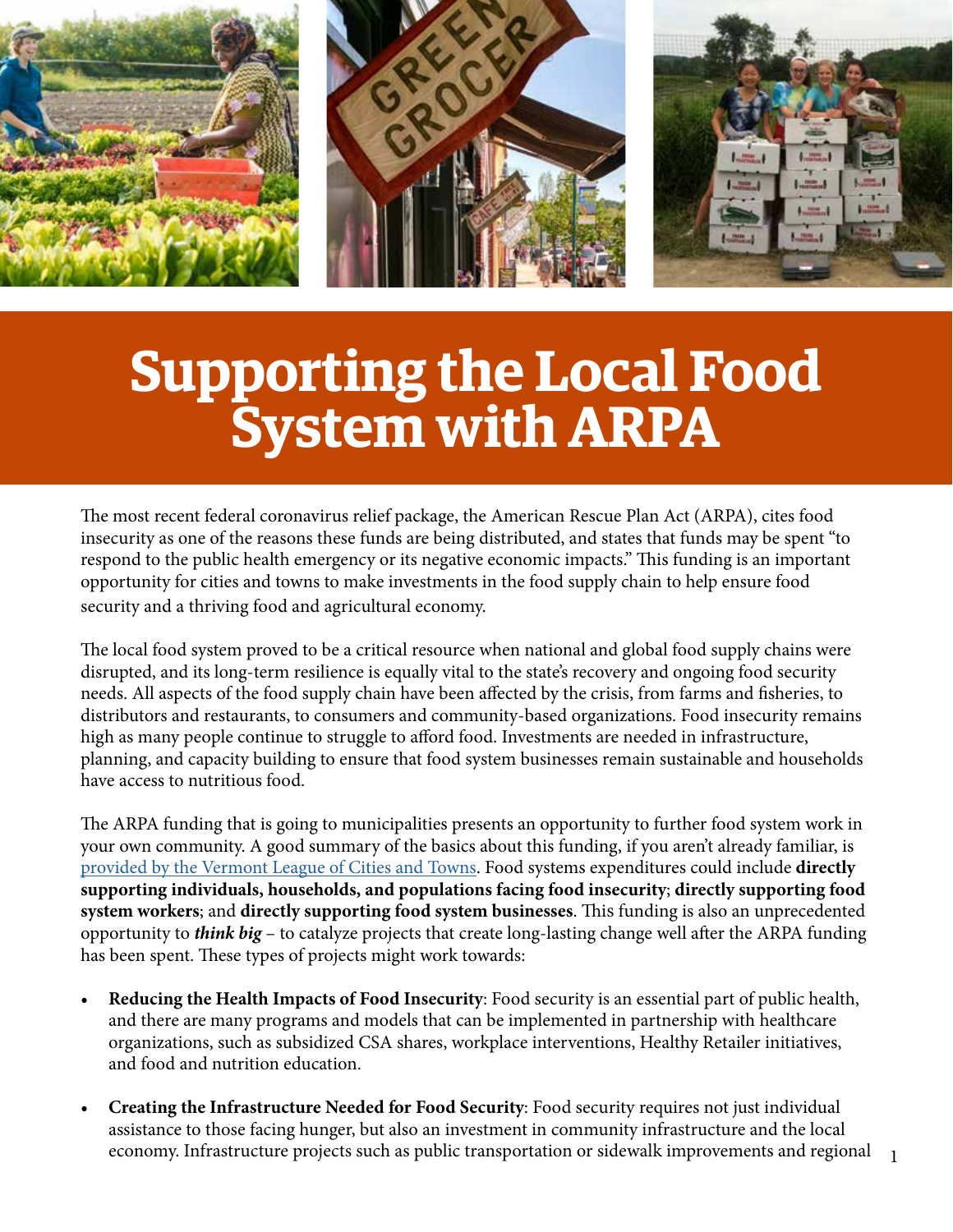# Supporting the Local Food System with ARPA

The most recent federal coronavirus relief package, the American Rescue Plan Act (ARPA), cites food insecurity as one of the reasons these funds are being distributed, and states that funds may be spent "to respond to the public health emergency or its negative economic impacts." This funding is an important opportunity for cities and towns to make investments in the food supply chain to help ensure food security and a thriving food and agricultural economy.

The local food system proved to be a critical resource when national and global food supply chains were disrupted, and its long-term resilience is equally vital to the state's recovery and ongoing food security needs. All aspects of the food supply chain have been affected by the crisis, from farms and fisheries, to distributors and restaurants, to consumers and community-based organizations. Food insecurity remains high as many people continue to struggle to afford food. Investments are needed in infrastructure, planning, and capacity building to ensure that food system businesses remain sustainable and households have access to nutritious food.

The ARPA funding that is going to municipalities presents an opportunity to further food system work in your own community. A good summary of the basics about this funding, if you aren't already familiar, is provided by the Vermont League of Cities and Towns. Food systems expenditures could include **directly supporting individuals, households, and populations facing food insecurity**; **directly supporting food system workers**; and **directly supporting food system businesses**. This funding is also an unprecedented opportunity to ***think big*** – to catalyze projects that create long-lasting change well after the ARPA funding has been spent. These types of projects might work towards:

- **Reducing the Health Impacts of Food Insecurity**: Food security is an essential part of public health, and there are many programs and models that can be implemented in partnership with healthcare organizations, such as subsidized CSA shares, workplace interventions, Healthy Retailer initiatives, and food and nutrition education.
- **Creating the Infrastructure Needed for Food Security**: Food security requires not just individual assistance to those facing hunger, but also an investment in community infrastructure and the local economy. Infrastructure projects such as public transportation or sidewalk improvements and regional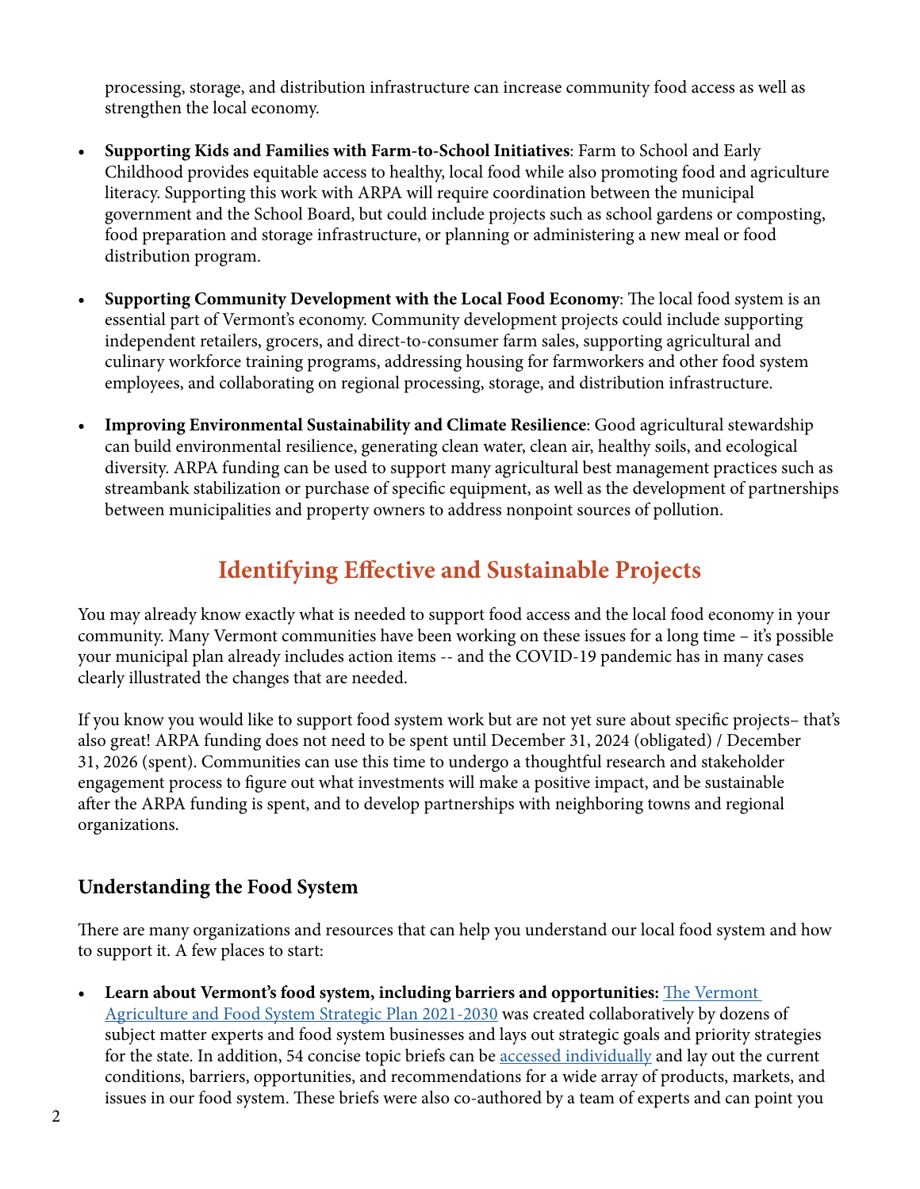processing, storage, and distribution infrastructure can increase community food access as well as strengthen the local economy.

- **Supporting Kids and Families with Farm-to-School Initiatives**: Farm to School and Early Childhood provides equitable access to healthy, local food while also promoting food and agriculture literacy. Supporting this work with ARPA will require coordination between the municipal government and the School Board, but could include projects such as school gardens or composting, food preparation and storage infrastructure, or planning or administering a new meal or food distribution program.

- **Supporting Community Development with the Local Food Economy**: The local food system is an essential part of Vermont's economy. Community development projects could include supporting independent retailers, grocers, and direct-to-consumer farm sales, supporting agricultural and culinary workforce training programs, addressing housing for farmworkers and other food system employees, and collaborating on regional processing, storage, and distribution infrastructure.

- **Improving Environmental Sustainability and Climate Resilience**: Good agricultural stewardship can build environmental resilience, generating clean water, clean air, healthy soils, and ecological diversity. ARPA funding can be used to support many agricultural best management practices such as streambank stabilization or purchase of specific equipment, as well as the development of partnerships between municipalities and property owners to address nonpoint sources of pollution.

## Identifying Effective and Sustainable Projects

You may already know exactly what is needed to support food access and the local food economy in your community. Many Vermont communities have been working on these issues for a long time – it's possible your municipal plan already includes action items -- and the COVID-19 pandemic has in many cases clearly illustrated the changes that are needed.

If you know you would like to support food system work but are not yet sure about specific projects– that's also great! ARPA funding does not need to be spent until December 31, 2024 (obligated) / December 31, 2026 (spent). Communities can use this time to undergo a thoughtful research and stakeholder engagement process to figure out what investments will make a positive impact, and be sustainable after the ARPA funding is spent, and to develop partnerships with neighboring towns and regional organizations.

### Understanding the Food System

There are many organizations and resources that can help you understand our local food system and how to support it. A few places to start:

- **Learn about Vermont's food system, including barriers and opportunities:** The Vermont Agriculture and Food System Strategic Plan 2021-2030 was created collaboratively by dozens of subject matter experts and food system businesses and lays out strategic goals and priority strategies for the state. In addition, 54 concise topic briefs can be accessed individually and lay out the current conditions, barriers, opportunities, and recommendations for a wide array of products, markets, and issues in our food system. These briefs were also co-authored by a team of experts and can point you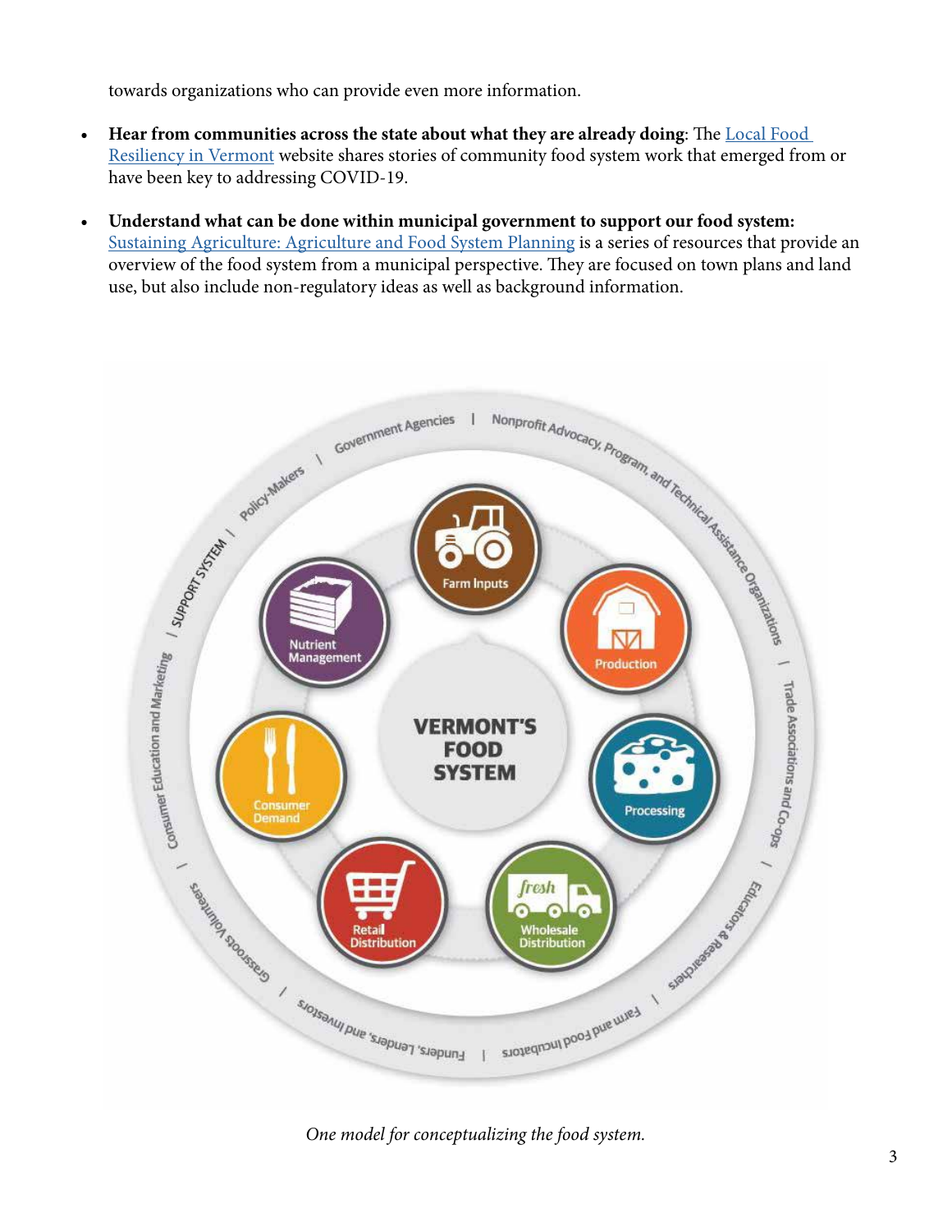towards organizations who can provide even more information.

- **Hear from communities across the state about what they are already doing**: The Local Food Resiliency in Vermont website shares stories of community food system work that emerged from or have been key to addressing COVID-19.
- **Understand what can be done within municipal government to support our food system:** Sustaining Agriculture: Agriculture and Food System Planning is a series of resources that provide an overview of the food system from a municipal perspective. They are focused on town plans and land use, but also include non-regulatory ideas as well as background information.

VERMONT'S FOOD SYSTEM

Farm Inputs | Production | Processing | Wholesale Distribution | Retail Distribution | Consumer Demand | Nutrient Management

SUPPORT SYSTEM | Policy-Makers | Government Agencies | Nonprofit Advocacy, Program, and Technical Assistance Organizations | Trade Associations and Co-ops | Educators & Researchers | Farm and Food Incubators | Funders, Lenders, and Investors | Grassroots Volunteers | Consumer Education and Marketing

*One model for conceptualizing the food system.*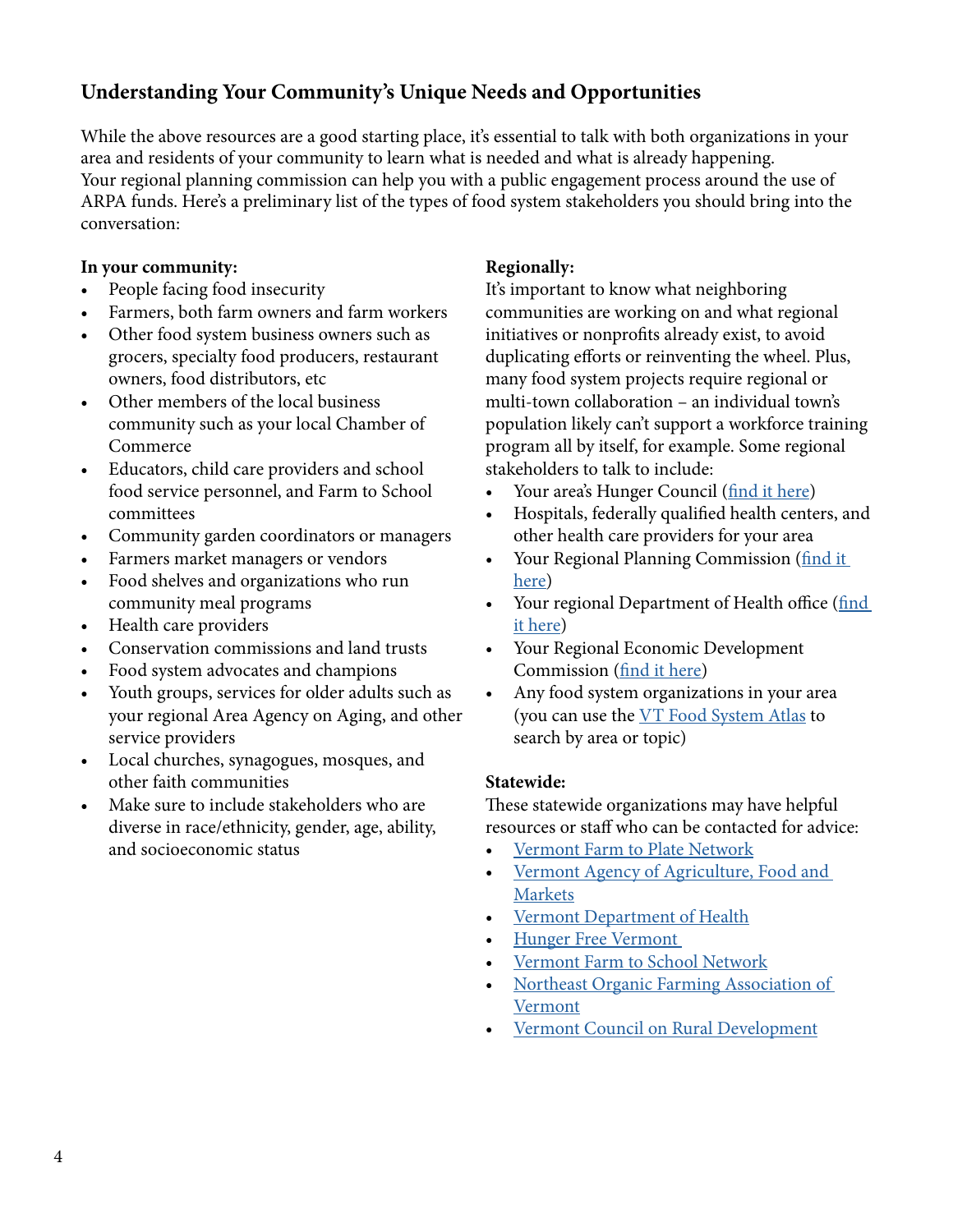## Understanding Your Community's Unique Needs and Opportunities

While the above resources are a good starting place, it's essential to talk with both organizations in your area and residents of your community to learn what is needed and what is already happening. Your regional planning commission can help you with a public engagement process around the use of ARPA funds. Here's a preliminary list of the types of food system stakeholders you should bring into the conversation:

**In your community:**

- People facing food insecurity
- Farmers, both farm owners and farm workers
- Other food system business owners such as grocers, specialty food producers, restaurant owners, food distributors, etc
- Other members of the local business community such as your local Chamber of Commerce
- Educators, child care providers and school food service personnel, and Farm to School committees
- Community garden coordinators or managers
- Farmers market managers or vendors
- Food shelves and organizations who run community meal programs
- Health care providers
- Conservation commissions and land trusts
- Food system advocates and champions
- Youth groups, services for older adults such as your regional Area Agency on Aging, and other service providers
- Local churches, synagogues, mosques, and other faith communities
- Make sure to include stakeholders who are diverse in race/ethnicity, gender, age, ability, and socioeconomic status

**Regionally:**

It's important to know what neighboring communities are working on and what regional initiatives or nonprofits already exist, to avoid duplicating efforts or reinventing the wheel. Plus, many food system projects require regional or multi-town collaboration – an individual town's population likely can't support a workforce training program all by itself, for example. Some regional stakeholders to talk to include:

- Your area's Hunger Council (find it here)
- Hospitals, federally qualified health centers, and other health care providers for your area
- Your Regional Planning Commission (find it here)
- Your regional Department of Health office (find it here)
- Your Regional Economic Development Commission (find it here)
- Any food system organizations in your area (you can use the VT Food System Atlas to search by area or topic)

**Statewide:**

These statewide organizations may have helpful resources or staff who can be contacted for advice:

- Vermont Farm to Plate Network
- Vermont Agency of Agriculture, Food and Markets
- Vermont Department of Health
- Hunger Free Vermont
- Vermont Farm to School Network
- Northeast Organic Farming Association of Vermont
- Vermont Council on Rural Development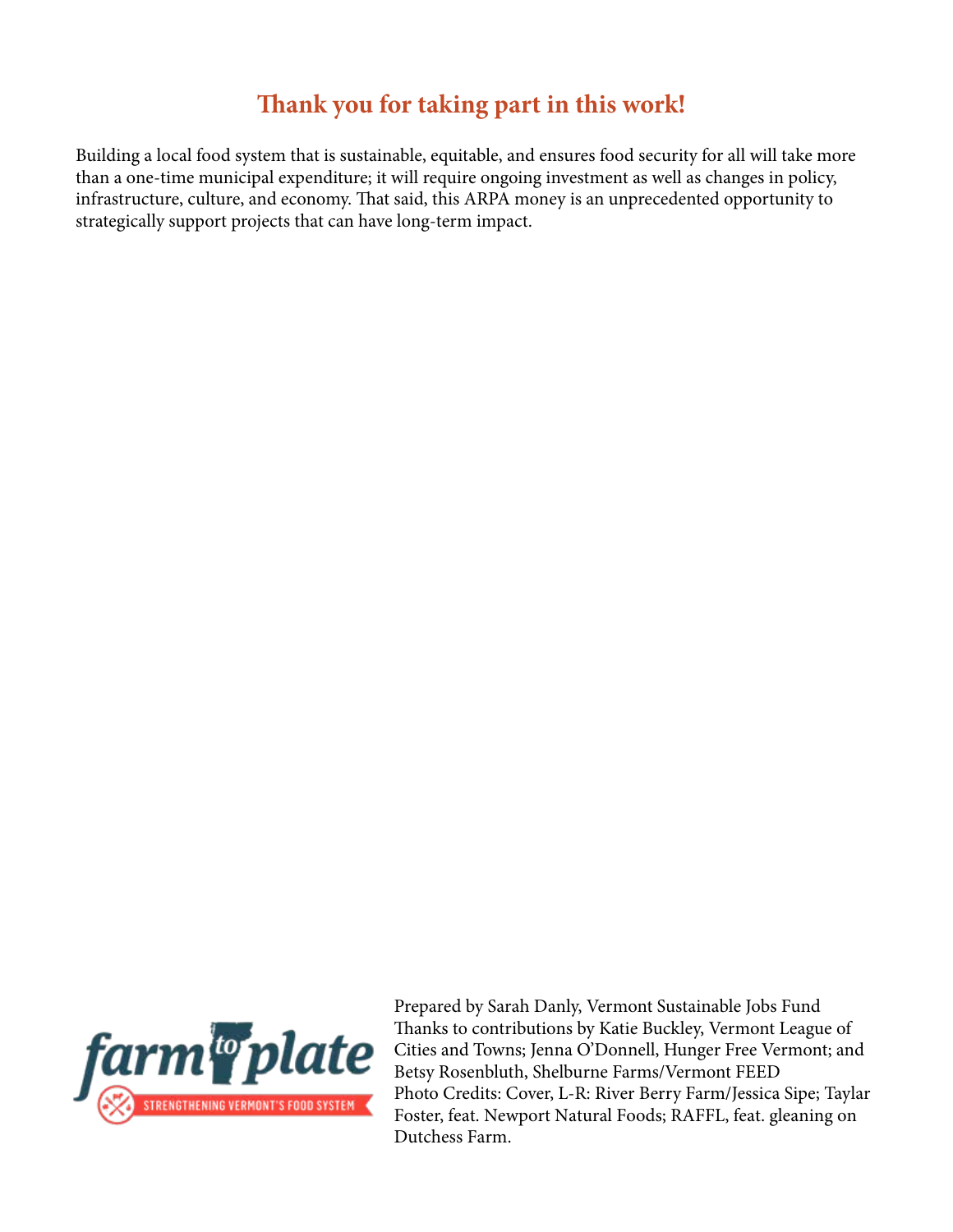## Thank you for taking part in this work!

Building a local food system that is sustainable, equitable, and ensures food security for all will take more than a one-time municipal expenditure; it will require ongoing investment as well as changes in policy, infrastructure, culture, and economy. That said, this ARPA money is an unprecedented opportunity to strategically support projects that can have long-term impact.

farm to plate
STRENGTHENING VERMONT'S FOOD SYSTEM

Prepared by Sarah Danly, Vermont Sustainable Jobs Fund
Thanks to contributions by Katie Buckley, Vermont League of Cities and Towns; Jenna O'Donnell, Hunger Free Vermont; and Betsy Rosenbluth, Shelburne Farms/Vermont FEED
Photo Credits: Cover, L-R: River Berry Farm/Jessica Sipe; Taylar Foster, feat. Newport Natural Foods; RAFFL, feat. gleaning on Dutchess Farm.